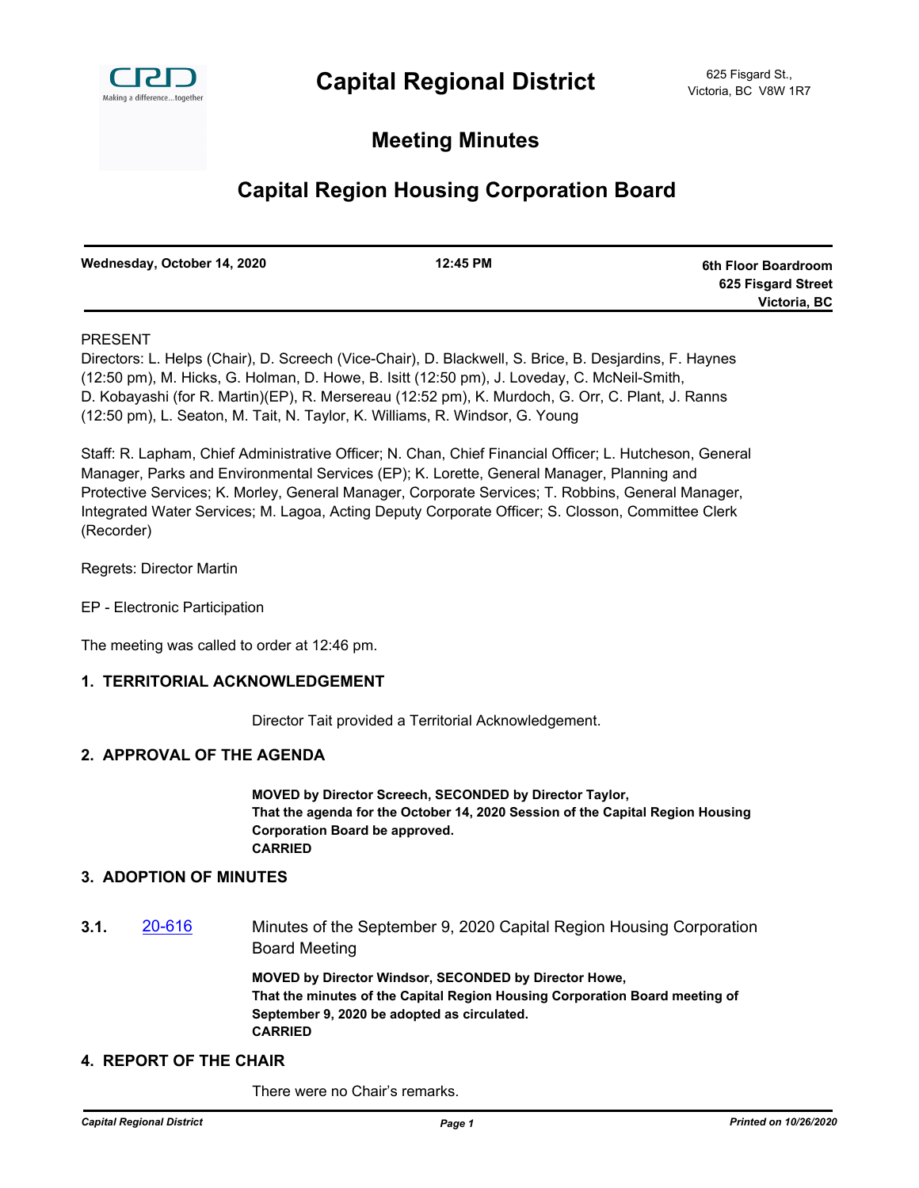# Capital Regional District

625 Fisgard St.,
Victoria, BC V8W 1R7

## Meeting Minutes

## Capital Region Housing Corporation Board

| Wednesday, October 14, 2020 | 12:45 PM | 6th Floor Boardroom<br>625 Fisgard Street<br>Victoria, BC |
|---|---|---|

PRESENT

Directors: L. Helps (Chair), D. Screech (Vice-Chair), D. Blackwell, S. Brice, B. Desjardins, F. Haynes (12:50 pm), M. Hicks, G. Holman, D. Howe, B. Isitt (12:50 pm), J. Loveday, C. McNeil-Smith, D. Kobayashi (for R. Martin)(EP), R. Mersereau (12:52 pm), K. Murdoch, G. Orr, C. Plant, J. Ranns (12:50 pm), L. Seaton, M. Tait, N. Taylor, K. Williams, R. Windsor, G. Young

Staff: R. Lapham, Chief Administrative Officer; N. Chan, Chief Financial Officer; L. Hutcheson, General Manager, Parks and Environmental Services (EP); K. Lorette, General Manager, Planning and Protective Services; K. Morley, General Manager, Corporate Services; T. Robbins, General Manager, Integrated Water Services; M. Lagoa, Acting Deputy Corporate Officer; S. Closson, Committee Clerk (Recorder)

Regrets: Director Martin

EP - Electronic Participation

The meeting was called to order at 12:46 pm.

### 1. TERRITORIAL ACKNOWLEDGEMENT

Director Tait provided a Territorial Acknowledgement.

### 2. APPROVAL OF THE AGENDA

**MOVED by Director Screech, SECONDED by Director Taylor,**
**That the agenda for the October 14, 2020 Session of the Capital Region Housing Corporation Board be approved.**
**CARRIED**

### 3. ADOPTION OF MINUTES

**3.1.** 20-616 Minutes of the September 9, 2020 Capital Region Housing Corporation Board Meeting

**MOVED by Director Windsor, SECONDED by Director Howe,**
**That the minutes of the Capital Region Housing Corporation Board meeting of September 9, 2020 be adopted as circulated.**
**CARRIED**

### 4. REPORT OF THE CHAIR

There were no Chair's remarks.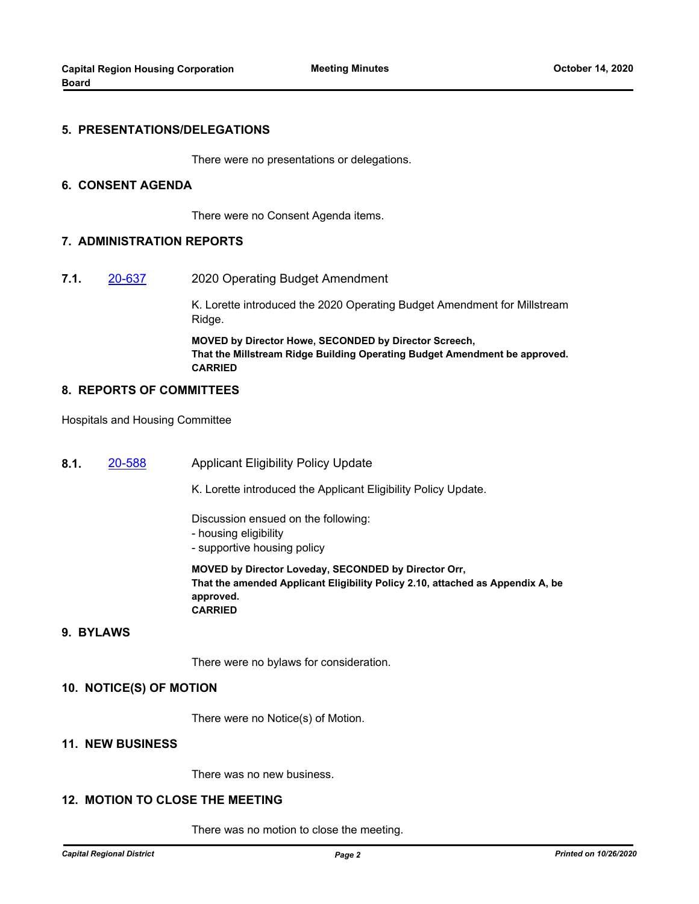## 5. PRESENTATIONS/DELEGATIONS

There were no presentations or delegations.

## 6. CONSENT AGENDA

There were no Consent Agenda items.

## 7. ADMINISTRATION REPORTS

**7.1.** [20-637](20-637) 2020 Operating Budget Amendment

K. Lorette introduced the 2020 Operating Budget Amendment for Millstream Ridge.

**MOVED by Director Howe, SECONDED by Director Screech,**
**That the Millstream Ridge Building Operating Budget Amendment be approved.**
**CARRIED**

## 8. REPORTS OF COMMITTEES

Hospitals and Housing Committee

**8.1.** [20-588](20-588) Applicant Eligibility Policy Update

K. Lorette introduced the Applicant Eligibility Policy Update.

Discussion ensued on the following:
- housing eligibility
- supportive housing policy

**MOVED by Director Loveday, SECONDED by Director Orr,**
**That the amended Applicant Eligibility Policy 2.10, attached as Appendix A, be approved.**
**CARRIED**

## 9. BYLAWS

There were no bylaws for consideration.

## 10. NOTICE(S) OF MOTION

There were no Notice(s) of Motion.

## 11. NEW BUSINESS

There was no new business.

## 12. MOTION TO CLOSE THE MEETING

There was no motion to close the meeting.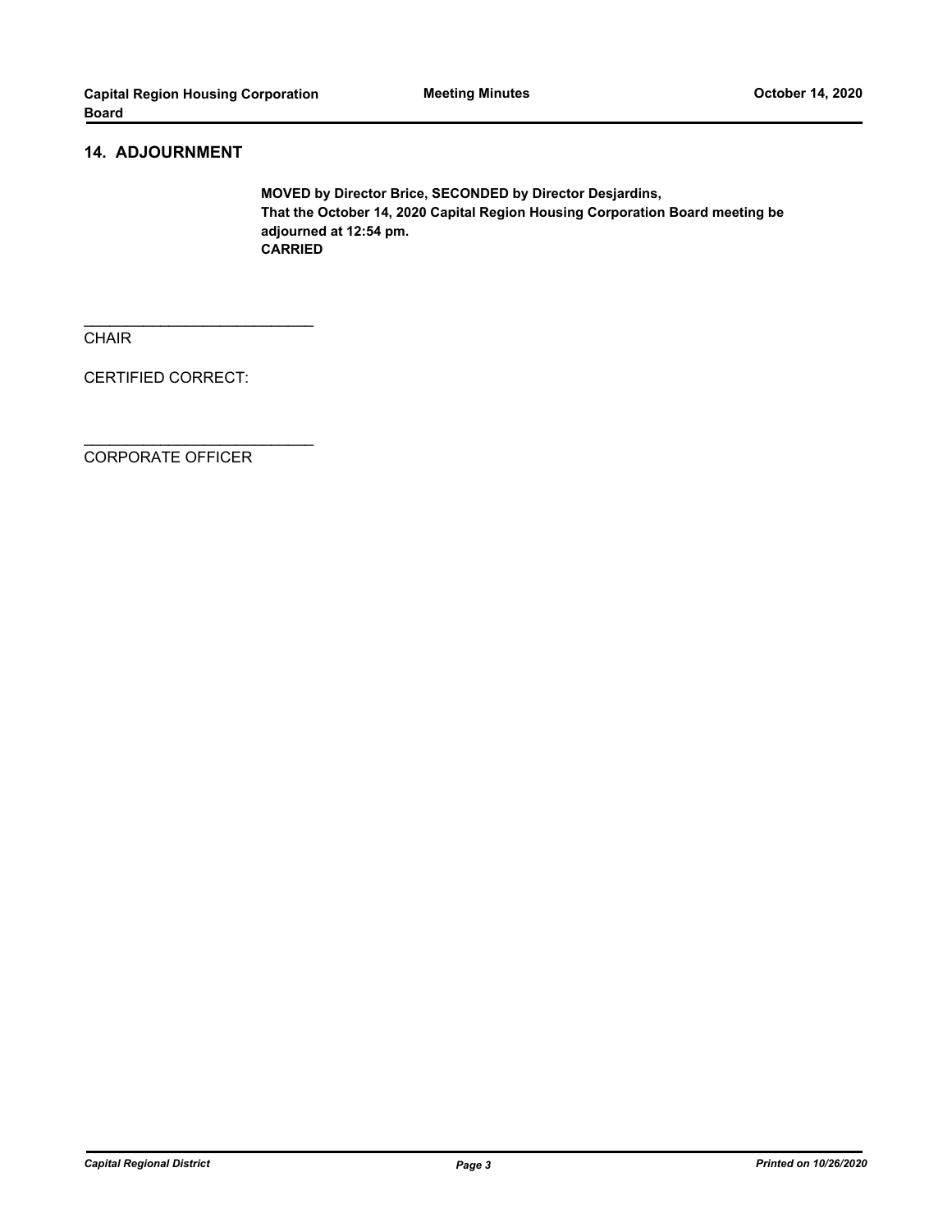## 14. ADJOURNMENT

**MOVED by Director Brice, SECONDED by Director Desjardins,**
**That the October 14, 2020 Capital Region Housing Corporation Board meeting be adjourned at 12:54 pm.**
**CARRIED**

\_\_\_\_\_\_\_\_\_\_\_\_\_\_\_\_\_\_\_\_\_\_\_\_\_\_\_\_

CHAIR

CERTIFIED CORRECT:

\_\_\_\_\_\_\_\_\_\_\_\_\_\_\_\_\_\_\_\_\_\_\_\_\_\_\_\_

CORPORATE OFFICER